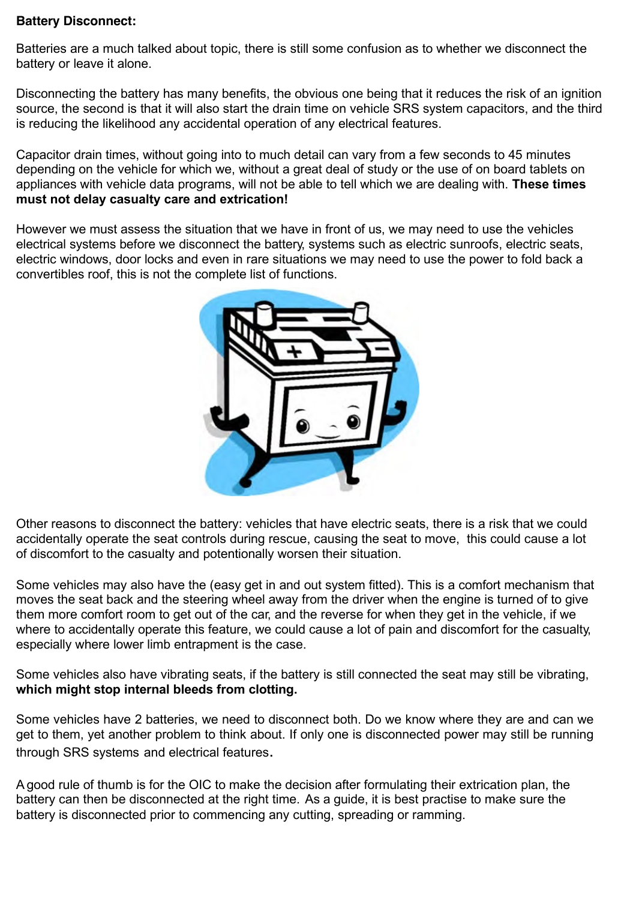**Battery Disconnect:**

Batteries are a much talked about topic, there is still some confusion as to whether we disconnect the battery or leave it alone.

Disconnecting the battery has many benefits, the obvious one being that it reduces the risk of an ignition source, the second is that it will also start the drain time on vehicle SRS system capacitors, and the third is reducing the likelihood any accidental operation of any electrical features.

Capacitor drain times, without going into to much detail can vary from a few seconds to 45 minutes depending on the vehicle for which we, without a great deal of study or the use of on board tablets on appliances with vehicle data programs, will not be able to tell which we are dealing with. **These times must not delay casualty care and extrication!**

However we must assess the situation that we have in front of us, we may need to use the vehicles electrical systems before we disconnect the battery, systems such as electric sunroofs, electric seats, electric windows, door locks and even in rare situations we may need to use the power to fold back a convertibles roof, this is not the complete list of functions.

Other reasons to disconnect the battery: vehicles that have electric seats, there is a risk that we could accidentally operate the seat controls during rescue, causing the seat to move, this could cause a lot of discomfort to the casualty and potentially worsen their situation.

Some vehicles may also have the (easy get in and out system fitted). This is a comfort mechanism that moves the seat back and the steering wheel away from the driver when the engine is turned of to give them more comfort room to get out of the car, and the reverse for when they get in the vehicle, if we where to accidentally operate this feature, we could cause a lot of pain and discomfort for the casualty, especially where lower limb entrapment is the case.

Some vehicles also have vibrating seats, if the battery is still connected the seat may still be vibrating, **which might stop internal bleeds from clotting.**

Some vehicles have 2 batteries, we need to disconnect both. Do we know where they are and can we get to them, yet another problem to think about. If only one is disconnected power may still be running through SRS systems and electrical features.

A good rule of thumb is for the OIC to make the decision after formulating their extrication plan, the battery can then be disconnected at the right time. As a guide, it is best practise to make sure the battery is disconnected prior to commencing any cutting, spreading or ramming.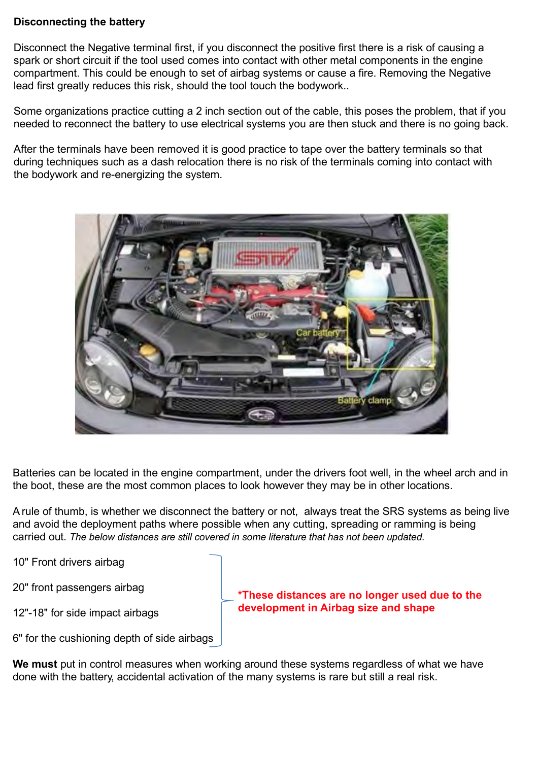**Disconnecting the battery**

Disconnect the Negative terminal first, if you disconnect the positive first there is a risk of causing a spark or short circuit if the tool used comes into contact with other metal components in the engine compartment. This could be enough to set of airbag systems or cause a fire. Removing the Negative lead first greatly reduces this risk, should the tool touch the bodywork..

Some organizations practice cutting a 2 inch section out of the cable, this poses the problem, that if you needed to reconnect the battery to use electrical systems you are then stuck and there is no going back.

After the terminals have been removed it is good practice to tape over the battery terminals so that during techniques such as a dash relocation there is no risk of the terminals coming into contact with the bodywork and re-energizing the system.

Batteries can be located in the engine compartment, under the drivers foot well, in the wheel arch and in the boot, these are the most common places to look however they may be in other locations.

A rule of thumb, is whether we disconnect the battery or not, always treat the SRS systems as being live and avoid the deployment paths where possible when any cutting, spreading or ramming is being carried out. *The below distances are still covered in some literature that has not been updated.*

- 10" Front drivers airbag
- 20" front passengers airbag
- 12"-18" for side impact airbags
- 6" for the cushioning depth of side airbags

***These distances are no longer used due to the development in Airbag size and shape**

**We must** put in control measures when working around these systems regardless of what we have done with the battery, accidental activation of the many systems is rare but still a real risk.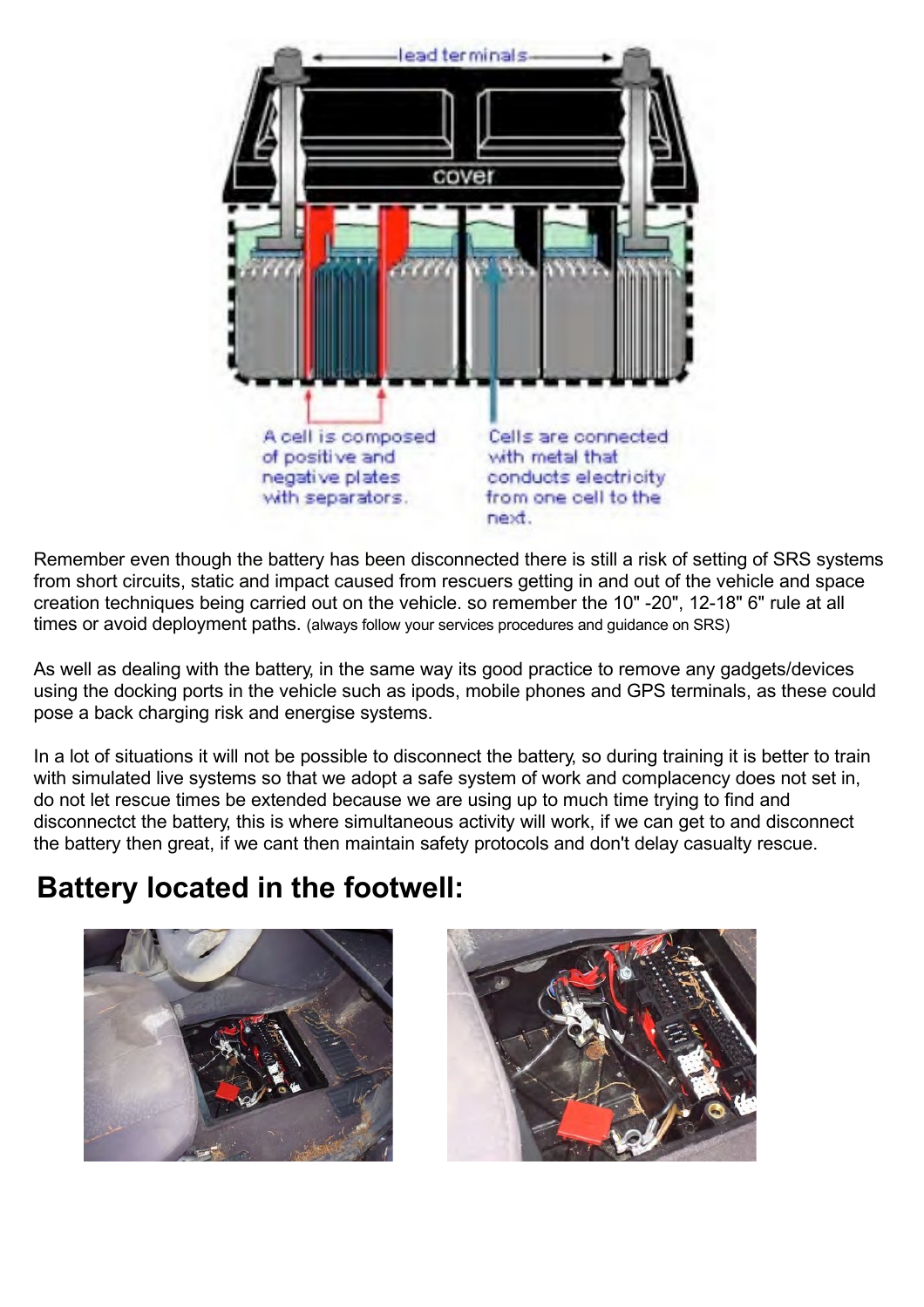Remember even though the battery has been disconnected there is still a risk of setting of SRS systems from short circuits, static and impact caused from rescuers getting in and out of the vehicle and space creation techniques being carried out on the vehicle. so remember the 10" -20", 12-18" 6" rule at all times or avoid deployment paths. (always follow your services procedures and guidance on SRS)

As well as dealing with the battery, in the same way its good practice to remove any gadgets/devices using the docking ports in the vehicle such as ipods, mobile phones and GPS terminals, as these could pose a back charging risk and energise systems.

In a lot of situations it will not be possible to disconnect the battery, so during training it is better to train with simulated live systems so that we adopt a safe system of work and complacency does not set in, do not let rescue times be extended because we are using up to much time trying to find and disconnectct the battery, this is where simultaneous activity will work, if we can get to and disconnect the battery then great, if we cant then maintain safety protocols and don't delay casualty rescue.

## Battery located in the footwell: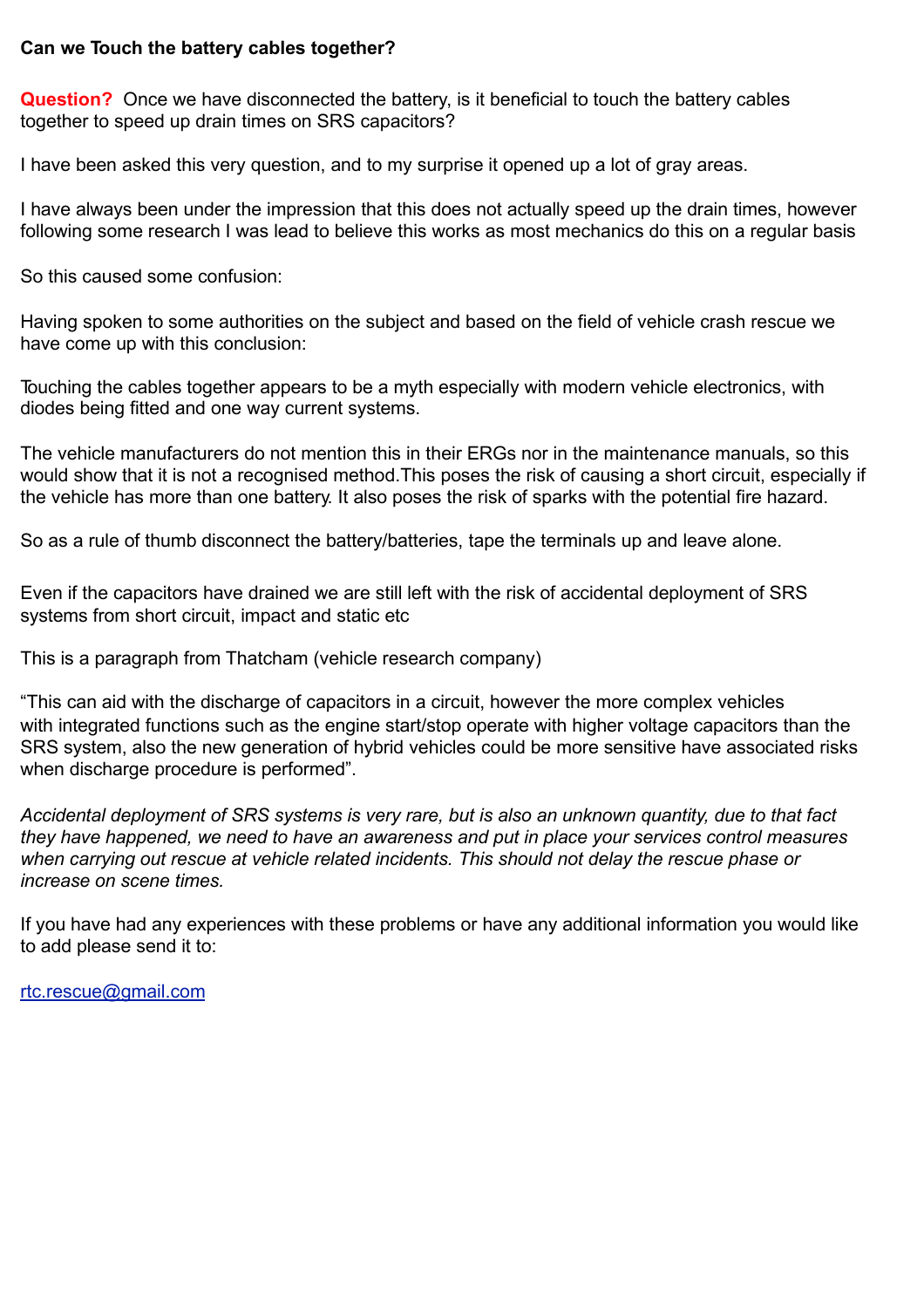**Can we Touch the battery cables together?**

**Question?** Once we have disconnected the battery, is it beneficial to touch the battery cables together to speed up drain times on SRS capacitors?

I have been asked this very question, and to my surprise it opened up a lot of gray areas.

I have always been under the impression that this does not actually speed up the drain times, however following some research I was lead to believe this works as most mechanics do this on a regular basis

So this caused some confusion:

Having spoken to some authorities on the subject and based on the field of vehicle crash rescue we have come up with this conclusion:

Touching the cables together appears to be a myth especially with modern vehicle electronics, with diodes being fitted and one way current systems.

The vehicle manufacturers do not mention this in their ERGs nor in the maintenance manuals, so this would show that it is not a recognised method.This poses the risk of causing a short circuit, especially if the vehicle has more than one battery. It also poses the risk of sparks with the potential fire hazard.

So as a rule of thumb disconnect the battery/batteries, tape the terminals up and leave alone.

Even if the capacitors have drained we are still left with the risk of accidental deployment of SRS systems from short circuit, impact and static etc

This is a paragraph from Thatcham (vehicle research company)

"This can aid with the discharge of capacitors in a circuit, however the more complex vehicles with integrated functions such as the engine start/stop operate with higher voltage capacitors than the SRS system, also the new generation of hybrid vehicles could be more sensitive have associated risks when discharge procedure is performed".

*Accidental deployment of SRS systems is very rare, but is also an unknown quantity, due to that fact they have happened, we need to have an awareness and put in place your services control measures when carrying out rescue at vehicle related incidents. This should not delay the rescue phase or increase on scene times.*

If you have had any experiences with these problems or have any additional information you would like to add please send it to:

rtc.rescue@gmail.com